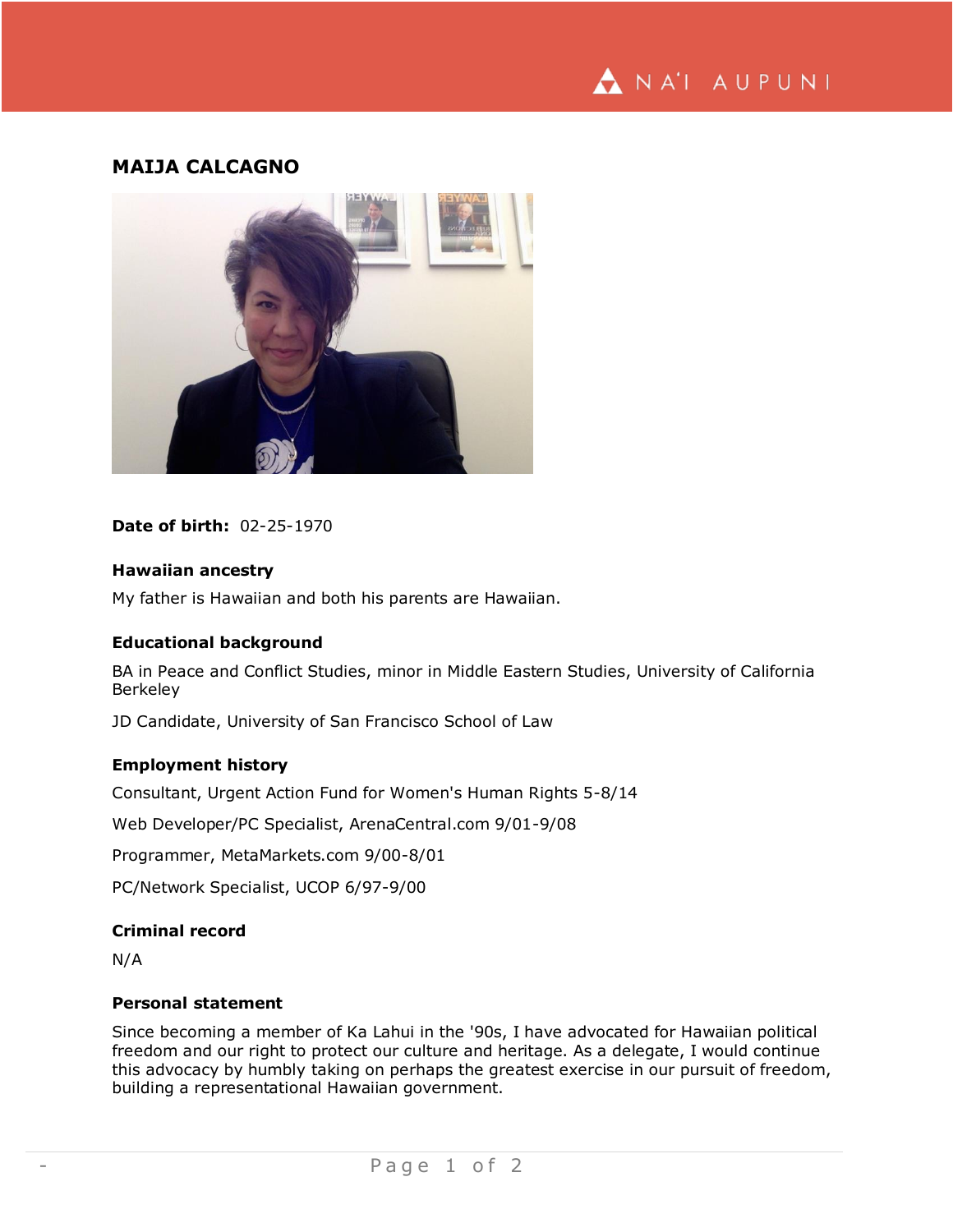## MAIJA CALCAGNO

**Date of birth:** 02-25-1970

### Hawaiian ancestry

My father is Hawaiian and both his parents are Hawaiian.

### Educational background

BA in Peace and Conflict Studies, minor in Middle Eastern Studies, University of California Berkeley

JD Candidate, University of San Francisco School of Law

### Employment history

Consultant, Urgent Action Fund for Women's Human Rights 5-8/14

Web Developer/PC Specialist, ArenaCentral.com 9/01-9/08

Programmer, MetaMarkets.com 9/00-8/01

PC/Network Specialist, UCOP 6/97-9/00

### Criminal record

N/A

### Personal statement

Since becoming a member of Ka Lahui in the '90s, I have advocated for Hawaiian political freedom and our right to protect our culture and heritage. As a delegate, I would continue this advocacy by humbly taking on perhaps the greatest exercise in our pursuit of freedom, building a representational Hawaiian government.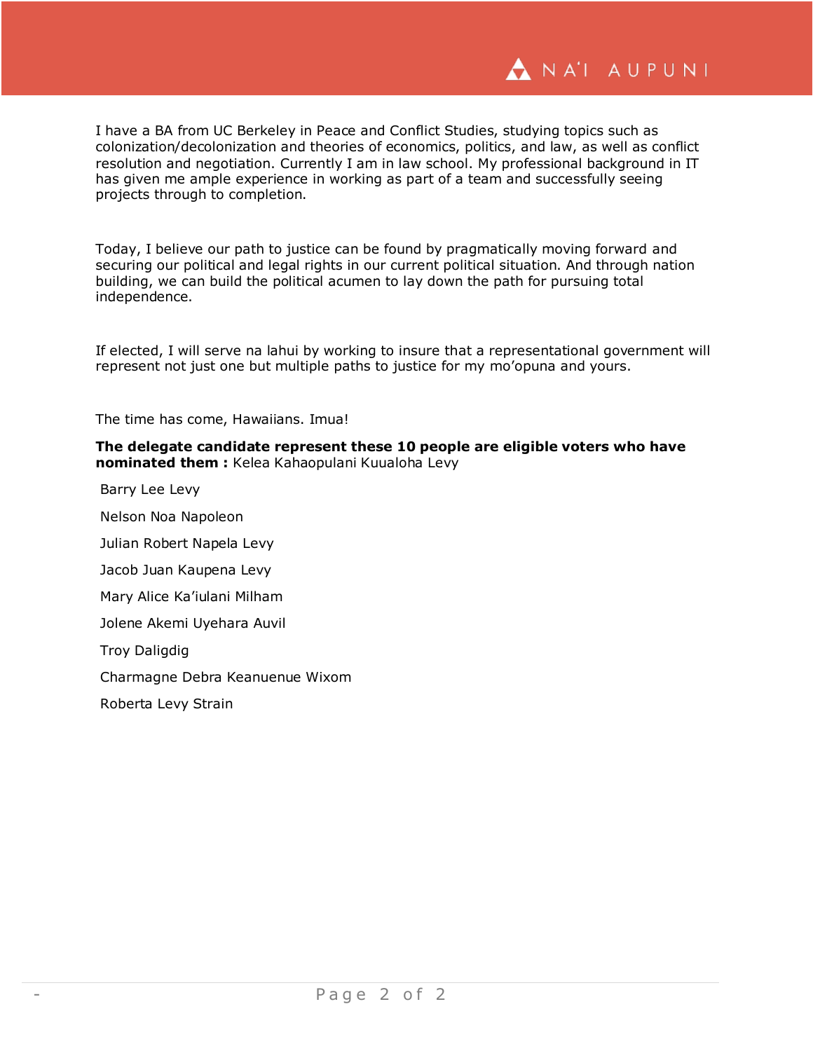I have a BA from UC Berkeley in Peace and Conflict Studies, studying topics such as colonization/decolonization and theories of economics, politics, and law, as well as conflict resolution and negotiation. Currently I am in law school. My professional background in IT has given me ample experience in working as part of a team and successfully seeing projects through to completion.

Today, I believe our path to justice can be found by pragmatically moving forward and securing our political and legal rights in our current political situation. And through nation building, we can build the political acumen to lay down the path for pursuing total independence.

If elected, I will serve na lahui by working to insure that a representational government will represent not just one but multiple paths to justice for my mo'opuna and yours.

The time has come, Hawaiians. Imua!

**The delegate candidate represent these 10 people are eligible voters who have nominated them :** Kelea Kahaopulani Kuualoha Levy

Barry Lee Levy

Nelson Noa Napoleon

Julian Robert Napela Levy

Jacob Juan Kaupena Levy

Mary Alice Ka'iulani Milham

Jolene Akemi Uyehara Auvil

Troy Daligdig

Charmagne Debra Keanuenue Wixom

Roberta Levy Strain